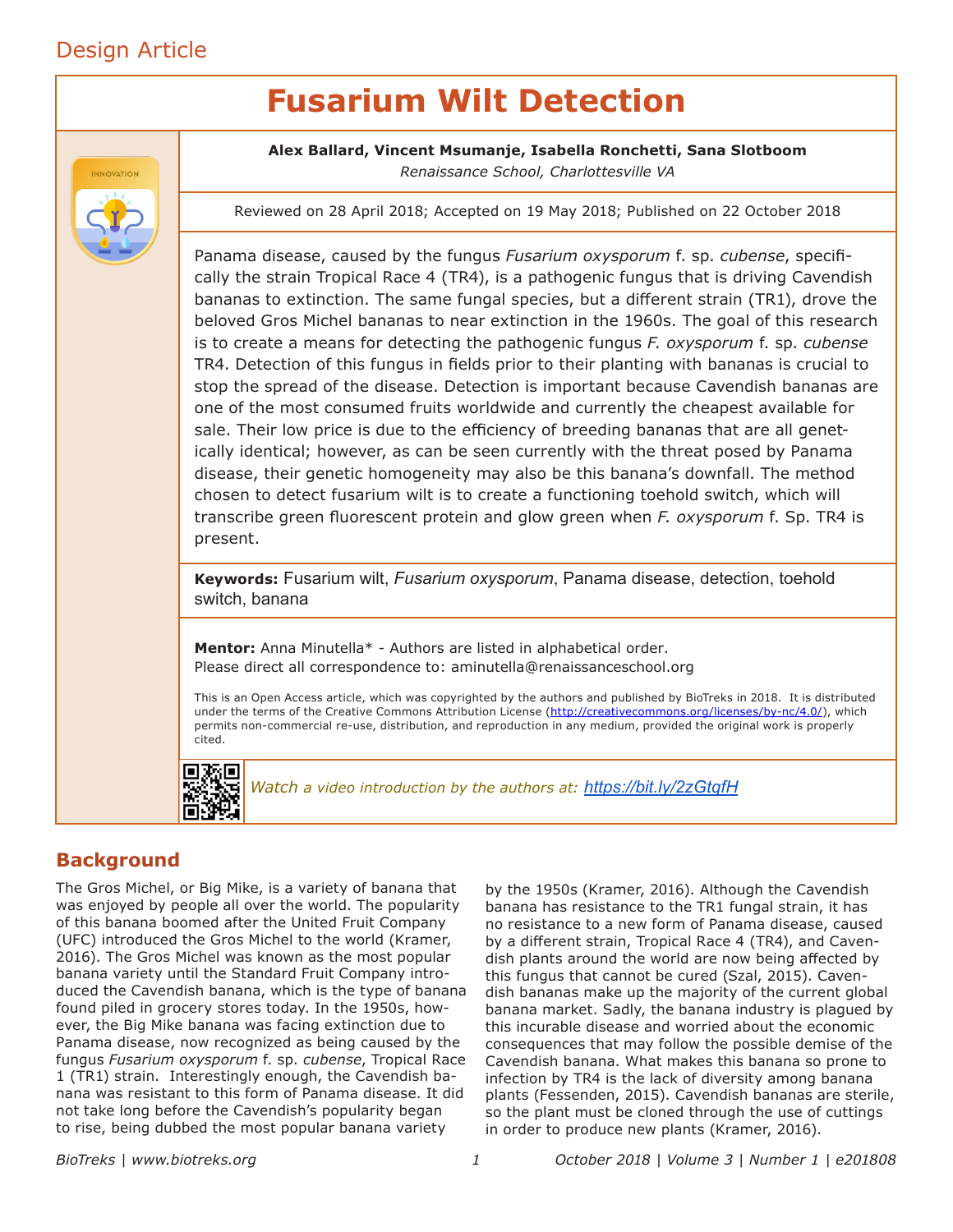Design Article

# Fusarium Wilt Detection

**Alex Ballard, Vincent Msumanje, Isabella Ronchetti, Sana Slotboom**
*Renaissance School, Charlottesville VA*

Reviewed on 28 April 2018; Accepted on 19 May 2018; Published on 22 October 2018

Panama disease, caused by the fungus *Fusarium oxysporum* f. sp. *cubense*, specifically the strain Tropical Race 4 (TR4), is a pathogenic fungus that is driving Cavendish bananas to extinction. The same fungal species, but a different strain (TR1), drove the beloved Gros Michel bananas to near extinction in the 1960s. The goal of this research is to create a means for detecting the pathogenic fungus *F. oxysporum* f. sp. *cubense* TR4. Detection of this fungus in fields prior to their planting with bananas is crucial to stop the spread of the disease. Detection is important because Cavendish bananas are one of the most consumed fruits worldwide and currently the cheapest available for sale. Their low price is due to the efficiency of breeding bananas that are all genetically identical; however, as can be seen currently with the threat posed by Panama disease, their genetic homogeneity may also be this banana's downfall. The method chosen to detect fusarium wilt is to create a functioning toehold switch, which will transcribe green fluorescent protein and glow green when *F. oxysporum* f. Sp. TR4 is present.

**Keywords:** Fusarium wilt, *Fusarium oxysporum*, Panama disease, detection, toehold switch, banana

**Mentor:** Anna Minutella* - Authors are listed in alphabetical order.
Please direct all correspondence to: aminutella@renaissanceschool.org

This is an Open Access article, which was copyrighted by the authors and published by BioTreks in 2018. It is distributed under the terms of the Creative Commons Attribution License (http://creativecommons.org/licenses/by-nc/4.0/), which permits non-commercial re-use, distribution, and reproduction in any medium, provided the original work is properly cited.

*Watch a video introduction by the authors at:* https://bit.ly/2zGtqfH

## Background

The Gros Michel, or Big Mike, is a variety of banana that was enjoyed by people all over the world. The popularity of this banana boomed after the United Fruit Company (UFC) introduced the Gros Michel to the world (Kramer, 2016). The Gros Michel was known as the most popular banana variety until the Standard Fruit Company introduced the Cavendish banana, which is the type of banana found piled in grocery stores today. In the 1950s, however, the Big Mike banana was facing extinction due to Panama disease, now recognized as being caused by the fungus *Fusarium oxysporum* f. sp. *cubense*, Tropical Race 1 (TR1) strain. Interestingly enough, the Cavendish banana was resistant to this form of Panama disease. It did not take long before the Cavendish's popularity began to rise, being dubbed the most popular banana variety by the 1950s (Kramer, 2016). Although the Cavendish banana has resistance to the TR1 fungal strain, it has no resistance to a new form of Panama disease, caused by a different strain, Tropical Race 4 (TR4), and Cavendish plants around the world are now being affected by this fungus that cannot be cured (Szal, 2015). Cavendish bananas make up the majority of the current global banana market. Sadly, the banana industry is plagued by this incurable disease and worried about the economic consequences that may follow the possible demise of the Cavendish banana. What makes this banana so prone to infection by TR4 is the lack of diversity among banana plants (Fessenden, 2015). Cavendish bananas are sterile, so the plant must be cloned through the use of cuttings in order to produce new plants (Kramer, 2016).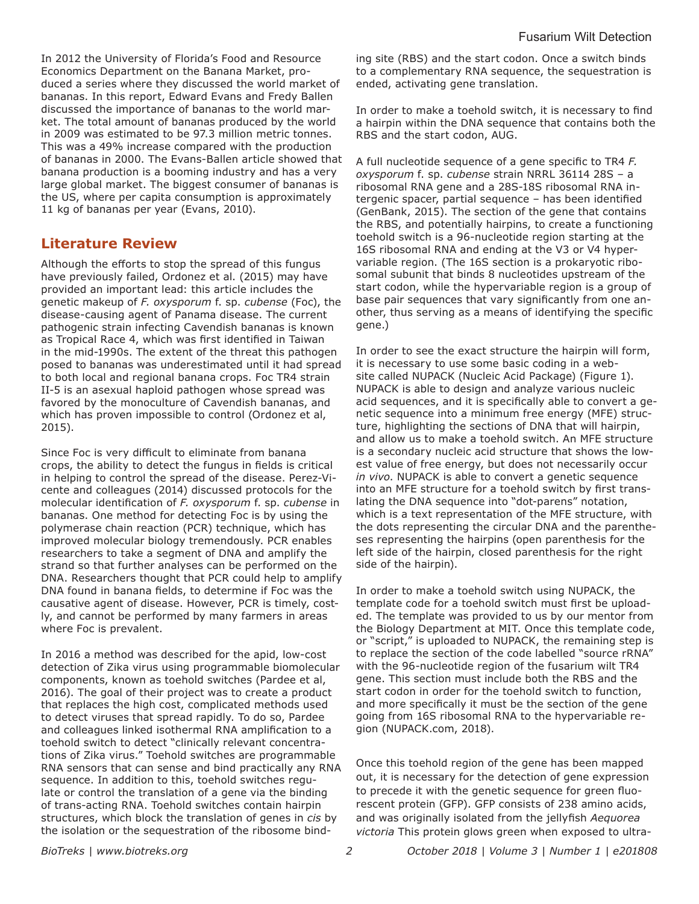In 2012 the University of Florida's Food and Resource Economics Department on the Banana Market, produced a series where they discussed the world market of bananas. In this report, Edward Evans and Fredy Ballen discussed the importance of bananas to the world market. The total amount of bananas produced by the world in 2009 was estimated to be 97.3 million metric tonnes. This was a 49% increase compared with the production of bananas in 2000. The Evans-Ballen article showed that banana production is a booming industry and has a very large global market. The biggest consumer of bananas is the US, where per capita consumption is approximately 11 kg of bananas per year (Evans, 2010).

## Literature Review

Although the efforts to stop the spread of this fungus have previously failed, Ordonez et al. (2015) may have provided an important lead: this article includes the genetic makeup of *F. oxysporum* f. sp. *cubense* (Foc), the disease-causing agent of Panama disease. The current pathogenic strain infecting Cavendish bananas is known as Tropical Race 4, which was first identified in Taiwan in the mid-1990s. The extent of the threat this pathogen posed to bananas was underestimated until it had spread to both local and regional banana crops. Foc TR4 strain II-5 is an asexual haploid pathogen whose spread was favored by the monoculture of Cavendish bananas, and which has proven impossible to control (Ordonez et al, 2015).

Since Foc is very difficult to eliminate from banana crops, the ability to detect the fungus in fields is critical in helping to control the spread of the disease. Perez-Vicente and colleagues (2014) discussed protocols for the molecular identification of *F. oxysporum* f. sp. *cubense* in bananas. One method for detecting Foc is by using the polymerase chain reaction (PCR) technique, which has improved molecular biology tremendously. PCR enables researchers to take a segment of DNA and amplify the strand so that further analyses can be performed on the DNA. Researchers thought that PCR could help to amplify DNA found in banana fields, to determine if Foc was the causative agent of disease. However, PCR is timely, costly, and cannot be performed by many farmers in areas where Foc is prevalent.

In 2016 a method was described for the apid, low-cost detection of Zika virus using programmable biomolecular components, known as toehold switches (Pardee et al, 2016). The goal of their project was to create a product that replaces the high cost, complicated methods used to detect viruses that spread rapidly. To do so, Pardee and colleagues linked isothermal RNA amplification to a toehold switch to detect "clinically relevant concentrations of Zika virus." Toehold switches are programmable RNA sensors that can sense and bind practically any RNA sequence. In addition to this, toehold switches regulate or control the translation of a gene via the binding of trans-acting RNA. Toehold switches contain hairpin structures, which block the translation of genes in *cis* by the isolation or the sequestration of the ribosome binding site (RBS) and the start codon. Once a switch binds to a complementary RNA sequence, the sequestration is ended, activating gene translation.

In order to make a toehold switch, it is necessary to find a hairpin within the DNA sequence that contains both the RBS and the start codon, AUG.

A full nucleotide sequence of a gene specific to TR4 *F. oxysporum* f. sp. *cubense* strain NRRL 36114 28S – a ribosomal RNA gene and a 28S-18S ribosomal RNA intergenic spacer, partial sequence – has been identified (GenBank, 2015). The section of the gene that contains the RBS, and potentially hairpins, to create a functioning toehold switch is a 96-nucleotide region starting at the 16S ribosomal RNA and ending at the V3 or V4 hypervariable region. (The 16S section is a prokaryotic ribosomal subunit that binds 8 nucleotides upstream of the start codon, while the hypervariable region is a group of base pair sequences that vary significantly from one another, thus serving as a means of identifying the specific gene.)

In order to see the exact structure the hairpin will form, it is necessary to use some basic coding in a website called NUPACK (Nucleic Acid Package) (Figure 1). NUPACK is able to design and analyze various nucleic acid sequences, and it is specifically able to convert a genetic sequence into a minimum free energy (MFE) structure, highlighting the sections of DNA that will hairpin, and allow us to make a toehold switch. An MFE structure is a secondary nucleic acid structure that shows the lowest value of free energy, but does not necessarily occur *in vivo*. NUPACK is able to convert a genetic sequence into an MFE structure for a toehold switch by first translating the DNA sequence into "dot-parens" notation, which is a text representation of the MFE structure, with the dots representing the circular DNA and the parentheses representing the hairpins (open parenthesis for the left side of the hairpin, closed parenthesis for the right side of the hairpin).

In order to make a toehold switch using NUPACK, the template code for a toehold switch must first be uploaded. The template was provided to us by our mentor from the Biology Department at MIT. Once this template code, or "script," is uploaded to NUPACK, the remaining step is to replace the section of the code labelled "source rRNA" with the 96-nucleotide region of the fusarium wilt TR4 gene. This section must include both the RBS and the start codon in order for the toehold switch to function, and more specifically it must be the section of the gene going from 16S ribosomal RNA to the hypervariable region (NUPACK.com, 2018).

Once this toehold region of the gene has been mapped out, it is necessary for the detection of gene expression to precede it with the genetic sequence for green fluorescent protein (GFP). GFP consists of 238 amino acids, and was originally isolated from the jellyfish *Aequorea victoria* This protein glows green when exposed to ultra-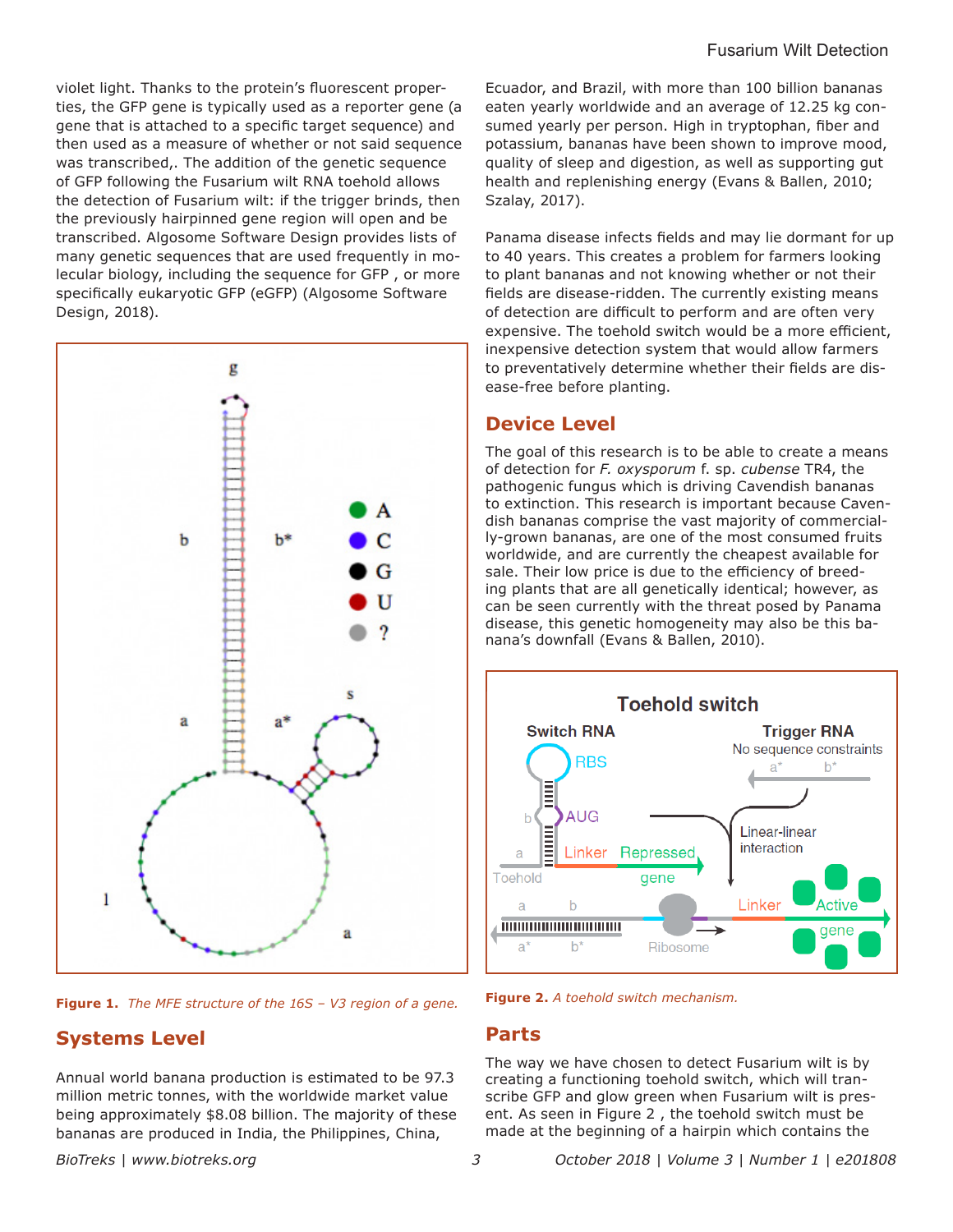violet light. Thanks to the protein's fluorescent properties, the GFP gene is typically used as a reporter gene (a gene that is attached to a specific target sequence) and then used as a measure of whether or not said sequence was transcribed,. The addition of the genetic sequence of GFP following the Fusarium wilt RNA toehold allows the detection of Fusarium wilt: if the trigger brinds, then the previously hairpinned gene region will open and be transcribed. Algosome Software Design provides lists of many genetic sequences that are used frequently in molecular biology, including the sequence for GFP , or more specifically eukaryotic GFP (eGFP) (Algosome Software Design, 2018).

*Figure 1. The MFE structure of the 16S – V3 region of a gene.*

## Systems Level

Annual world banana production is estimated to be 97.3 million metric tonnes, with the worldwide market value being approximately $8.08 billion. The majority of these bananas are produced in India, the Philippines, China, Ecuador, and Brazil, with more than 100 billion bananas eaten yearly worldwide and an average of 12.25 kg consumed yearly per person. High in tryptophan, fiber and potassium, bananas have been shown to improve mood, quality of sleep and digestion, as well as supporting gut health and replenishing energy (Evans & Ballen, 2010; Szalay, 2017).

Panama disease infects fields and may lie dormant for up to 40 years. This creates a problem for farmers looking to plant bananas and not knowing whether or not their fields are disease-ridden. The currently existing means of detection are difficult to perform and are often very expensive. The toehold switch would be a more efficient, inexpensive detection system that would allow farmers to preventatively determine whether their fields are disease-free before planting.

## Device Level

The goal of this research is to be able to create a means of detection for *F. oxysporum* f. sp. *cubense* TR4, the pathogenic fungus which is driving Cavendish bananas to extinction. This research is important because Cavendish bananas comprise the vast majority of commercially-grown bananas, are one of the most consumed fruits worldwide, and are currently the cheapest available for sale. Their low price is due to the efficiency of breeding plants that are all genetically identical; however, as can be seen currently with the threat posed by Panama disease, this genetic homogeneity may also be this banana's downfall (Evans & Ballen, 2010).

*Figure 2. A toehold switch mechanism.*

## Parts

The way we have chosen to detect Fusarium wilt is by creating a functioning toehold switch, which will transcribe GFP and glow green when Fusarium wilt is present. As seen in Figure 2 , the toehold switch must be made at the beginning of a hairpin which contains the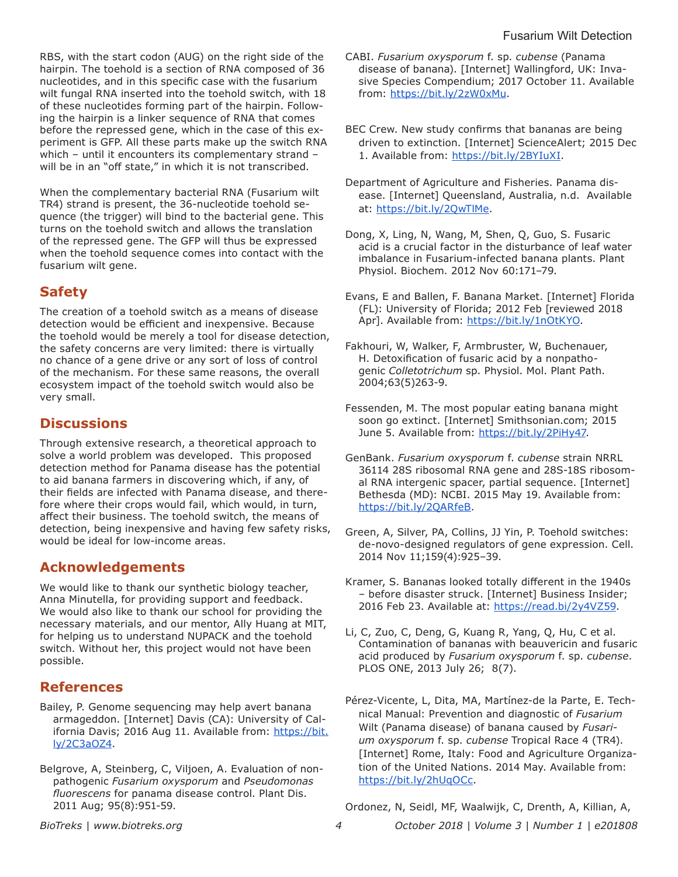RBS, with the start codon (AUG) on the right side of the hairpin. The toehold is a section of RNA composed of 36 nucleotides, and in this specific case with the fusarium wilt fungal RNA inserted into the toehold switch, with 18 of these nucleotides forming part of the hairpin. Following the hairpin is a linker sequence of RNA that comes before the repressed gene, which in the case of this experiment is GFP. All these parts make up the switch RNA which – until it encounters its complementary strand – will be in an "off state," in which it is not transcribed.

When the complementary bacterial RNA (Fusarium wilt TR4) strand is present, the 36-nucleotide toehold sequence (the trigger) will bind to the bacterial gene. This turns on the toehold switch and allows the translation of the repressed gene. The GFP will thus be expressed when the toehold sequence comes into contact with the fusarium wilt gene.

## Safety

The creation of a toehold switch as a means of disease detection would be efficient and inexpensive. Because the toehold would be merely a tool for disease detection, the safety concerns are very limited: there is virtually no chance of a gene drive or any sort of loss of control of the mechanism. For these same reasons, the overall ecosystem impact of the toehold switch would also be very small.

## Discussions

Through extensive research, a theoretical approach to solve a world problem was developed. This proposed detection method for Panama disease has the potential to aid banana farmers in discovering which, if any, of their fields are infected with Panama disease, and therefore where their crops would fail, which would, in turn, affect their business. The toehold switch, the means of detection, being inexpensive and having few safety risks, would be ideal for low-income areas.

## Acknowledgements

We would like to thank our synthetic biology teacher, Anna Minutella, for providing support and feedback. We would also like to thank our school for providing the necessary materials, and our mentor, Ally Huang at MIT, for helping us to understand NUPACK and the toehold switch. Without her, this project would not have been possible.

## References

Bailey, P. Genome sequencing may help avert banana armageddon. [Internet] Davis (CA): University of California Davis; 2016 Aug 11. Available from: https://bit.ly/2C3aOZ4.

Belgrove, A, Steinberg, C, Viljoen, A. Evaluation of nonpathogenic *Fusarium oxysporum* and *Pseudomonas fluorescens* for panama disease control. Plant Dis. 2011 Aug; 95(8):951-59.

CABI. *Fusarium oxysporum* f. sp. *cubense* (Panama disease of banana). [Internet] Wallingford, UK: Invasive Species Compendium; 2017 October 11. Available from: https://bit.ly/2zW0xMu.

BEC Crew. New study confirms that bananas are being driven to extinction. [Internet] ScienceAlert; 2015 Dec 1. Available from: https://bit.ly/2BYIuXI.

Department of Agriculture and Fisheries. Panama disease. [Internet] Queensland, Australia, n.d. Available at: https://bit.ly/2QwTlMe.

Dong, X, Ling, N, Wang, M, Shen, Q, Guo, S. Fusaric acid is a crucial factor in the disturbance of leaf water imbalance in Fusarium-infected banana plants. Plant Physiol. Biochem. 2012 Nov 60:171–79.

Evans, E and Ballen, F. Banana Market. [Internet] Florida (FL): University of Florida; 2012 Feb [reviewed 2018 Apr]. Available from: https://bit.ly/1nOtKYO.

Fakhouri, W, Walker, F, Armbruster, W, Buchenauer, H. Detoxification of fusaric acid by a nonpathogenic *Colletotrichum* sp. Physiol. Mol. Plant Path. 2004;63(5)263-9.

Fessenden, M. The most popular eating banana might soon go extinct. [Internet] Smithsonian.com; 2015 June 5. Available from: https://bit.ly/2PiHy47.

GenBank. *Fusarium oxysporum* f. *cubense* strain NRRL 36114 28S ribosomal RNA gene and 28S-18S ribosomal RNA intergenic spacer, partial sequence. [Internet] Bethesda (MD): NCBI. 2015 May 19. Available from: https://bit.ly/2QARfeB.

Green, A, Silver, PA, Collins, JJ Yin, P. Toehold switches: de-novo-designed regulators of gene expression. Cell. 2014 Nov 11;159(4):925–39.

Kramer, S. Bananas looked totally different in the 1940s – before disaster struck. [Internet] Business Insider; 2016 Feb 23. Available at: https://read.bi/2y4VZ59.

Li, C, Zuo, C, Deng, G, Kuang R, Yang, Q, Hu, C et al. Contamination of bananas with beauvericin and fusaric acid produced by *Fusarium oxysporum* f. sp. *cubense*. PLOS ONE, 2013 July 26; 8(7).

Pérez-Vicente, L, Dita, MA, Martínez-de la Parte, E. Technical Manual: Prevention and diagnostic of *Fusarium* Wilt (Panama disease) of banana caused by *Fusarium oxysporum* f. sp. *cubense* Tropical Race 4 (TR4). [Internet] Rome, Italy: Food and Agriculture Organization of the United Nations. 2014 May. Available from: https://bit.ly/2hUqOCc.

Ordonez, N, Seidl, MF, Waalwijk, C, Drenth, A, Killian, A,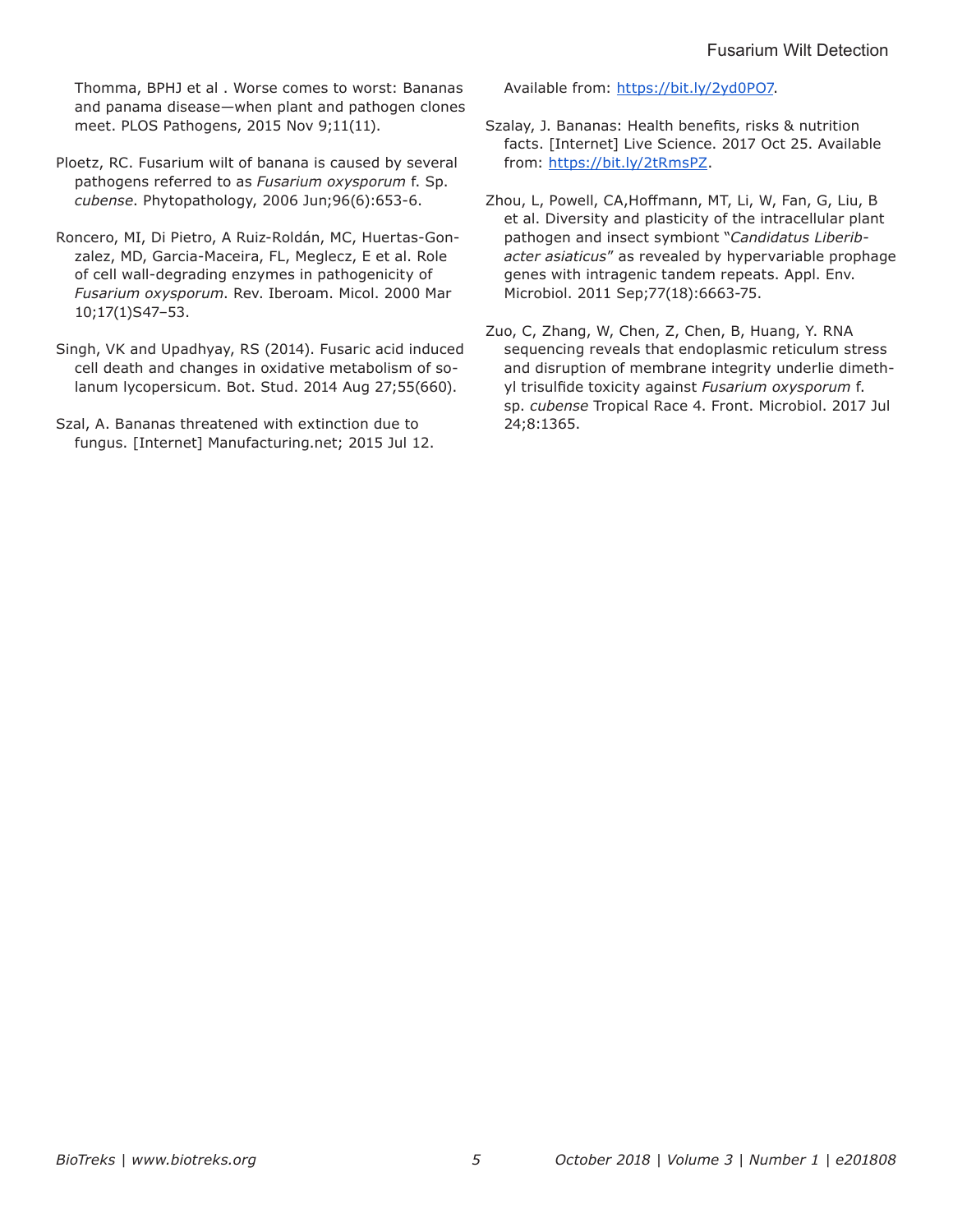Thomma, BPHJ et al . Worse comes to worst: Bananas and panama disease—when plant and pathogen clones meet. PLOS Pathogens, 2015 Nov 9;11(11).

Ploetz, RC. Fusarium wilt of banana is caused by several pathogens referred to as *Fusarium oxysporum* f. Sp. *cubense*. Phytopathology, 2006 Jun;96(6):653-6.

Roncero, MI, Di Pietro, A Ruiz-Roldán, MC, Huertas-Gonzalez, MD, Garcia-Maceira, FL, Meglecz, E et al. Role of cell wall-degrading enzymes in pathogenicity of *Fusarium oxysporum*. Rev. Iberoam. Micol. 2000 Mar 10;17(1)S47–53.

Singh, VK and Upadhyay, RS (2014). Fusaric acid induced cell death and changes in oxidative metabolism of solanum lycopersicum. Bot. Stud. 2014 Aug 27;55(660).

Szal, A. Bananas threatened with extinction due to fungus. [Internet] Manufacturing.net; 2015 Jul 12. Available from: https://bit.ly/2yd0PO7.

Szalay, J. Bananas: Health benefits, risks & nutrition facts. [Internet] Live Science. 2017 Oct 25. Available from: https://bit.ly/2tRmsPZ.

Zhou, L, Powell, CA,Hoffmann, MT, Li, W, Fan, G, Liu, B et al. Diversity and plasticity of the intracellular plant pathogen and insect symbiont "*Candidatus Liberibacter asiaticus*" as revealed by hypervariable prophage genes with intragenic tandem repeats. Appl. Env. Microbiol. 2011 Sep;77(18):6663-75.

Zuo, C, Zhang, W, Chen, Z, Chen, B, Huang, Y. RNA sequencing reveals that endoplasmic reticulum stress and disruption of membrane integrity underlie dimethyl trisulfide toxicity against *Fusarium oxysporum* f. sp. *cubense* Tropical Race 4. Front. Microbiol. 2017 Jul 24;8:1365.